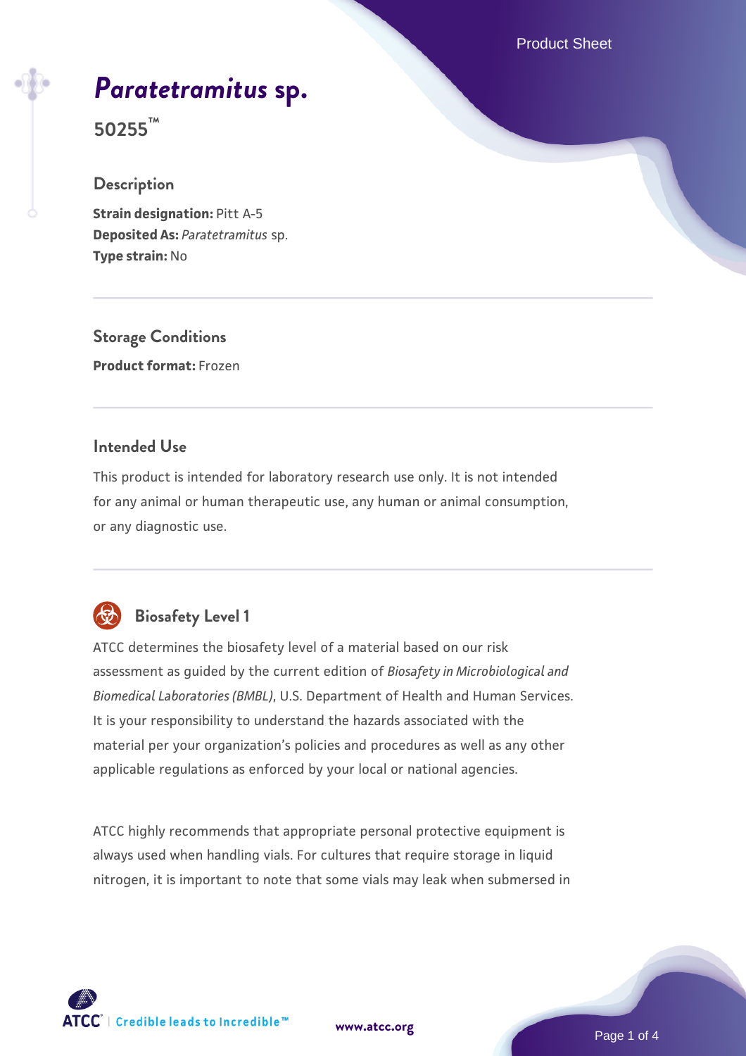# *Paratetramitus* sp.

**50255™**

## Description

**Strain designation:** Pitt A-5
**Deposited As:** *Paratetramitus* sp.
**Type strain:** No

## Storage Conditions

**Product format:** Frozen

## Intended Use

This product is intended for laboratory research use only. It is not intended for any animal or human therapeutic use, any human or animal consumption, or any diagnostic use.

## Biosafety Level 1

ATCC determines the biosafety level of a material based on our risk assessment as guided by the current edition of *Biosafety in Microbiological and Biomedical Laboratories (BMBL)*, U.S. Department of Health and Human Services. It is your responsibility to understand the hazards associated with the material per your organization's policies and procedures as well as any other applicable regulations as enforced by your local or national agencies.

ATCC highly recommends that appropriate personal protective equipment is always used when handling vials. For cultures that require storage in liquid nitrogen, it is important to note that some vials may leak when submersed in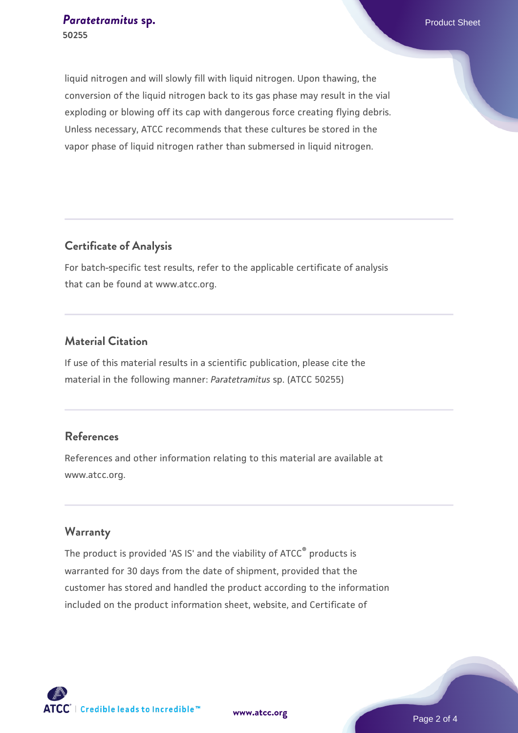liquid nitrogen and will slowly fill with liquid nitrogen. Upon thawing, the conversion of the liquid nitrogen back to its gas phase may result in the vial exploding or blowing off its cap with dangerous force creating flying debris. Unless necessary, ATCC recommends that these cultures be stored in the vapor phase of liquid nitrogen rather than submersed in liquid nitrogen.

## Certificate of Analysis

For batch-specific test results, refer to the applicable certificate of analysis that can be found at www.atcc.org.

## Material Citation

If use of this material results in a scientific publication, please cite the material in the following manner: *Paratetramitus* sp. (ATCC 50255)

## References

References and other information relating to this material are available at www.atcc.org.

## Warranty

The product is provided 'AS IS' and the viability of ATCC® products is warranted for 30 days from the date of shipment, provided that the customer has stored and handled the product according to the information included on the product information sheet, website, and Certificate of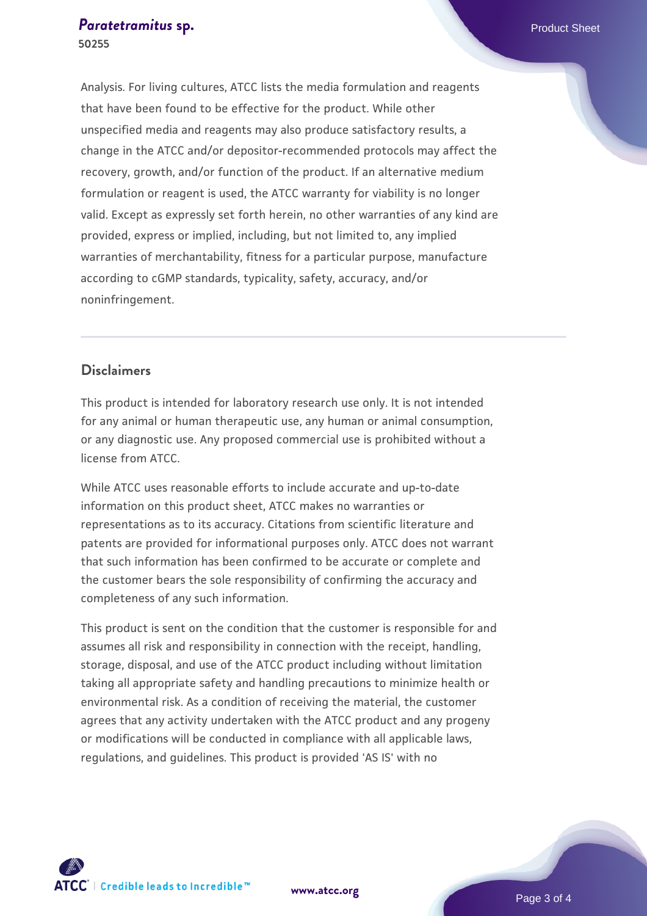Analysis. For living cultures, ATCC lists the media formulation and reagents that have been found to be effective for the product. While other unspecified media and reagents may also produce satisfactory results, a change in the ATCC and/or depositor-recommended protocols may affect the recovery, growth, and/or function of the product. If an alternative medium formulation or reagent is used, the ATCC warranty for viability is no longer valid. Except as expressly set forth herein, no other warranties of any kind are provided, express or implied, including, but not limited to, any implied warranties of merchantability, fitness for a particular purpose, manufacture according to cGMP standards, typicality, safety, accuracy, and/or noninfringement.

## Disclaimers

This product is intended for laboratory research use only. It is not intended for any animal or human therapeutic use, any human or animal consumption, or any diagnostic use. Any proposed commercial use is prohibited without a license from ATCC.

While ATCC uses reasonable efforts to include accurate and up-to-date information on this product sheet, ATCC makes no warranties or representations as to its accuracy. Citations from scientific literature and patents are provided for informational purposes only. ATCC does not warrant that such information has been confirmed to be accurate or complete and the customer bears the sole responsibility of confirming the accuracy and completeness of any such information.

This product is sent on the condition that the customer is responsible for and assumes all risk and responsibility in connection with the receipt, handling, storage, disposal, and use of the ATCC product including without limitation taking all appropriate safety and handling precautions to minimize health or environmental risk. As a condition of receiving the material, the customer agrees that any activity undertaken with the ATCC product and any progeny or modifications will be conducted in compliance with all applicable laws, regulations, and guidelines. This product is provided 'AS IS' with no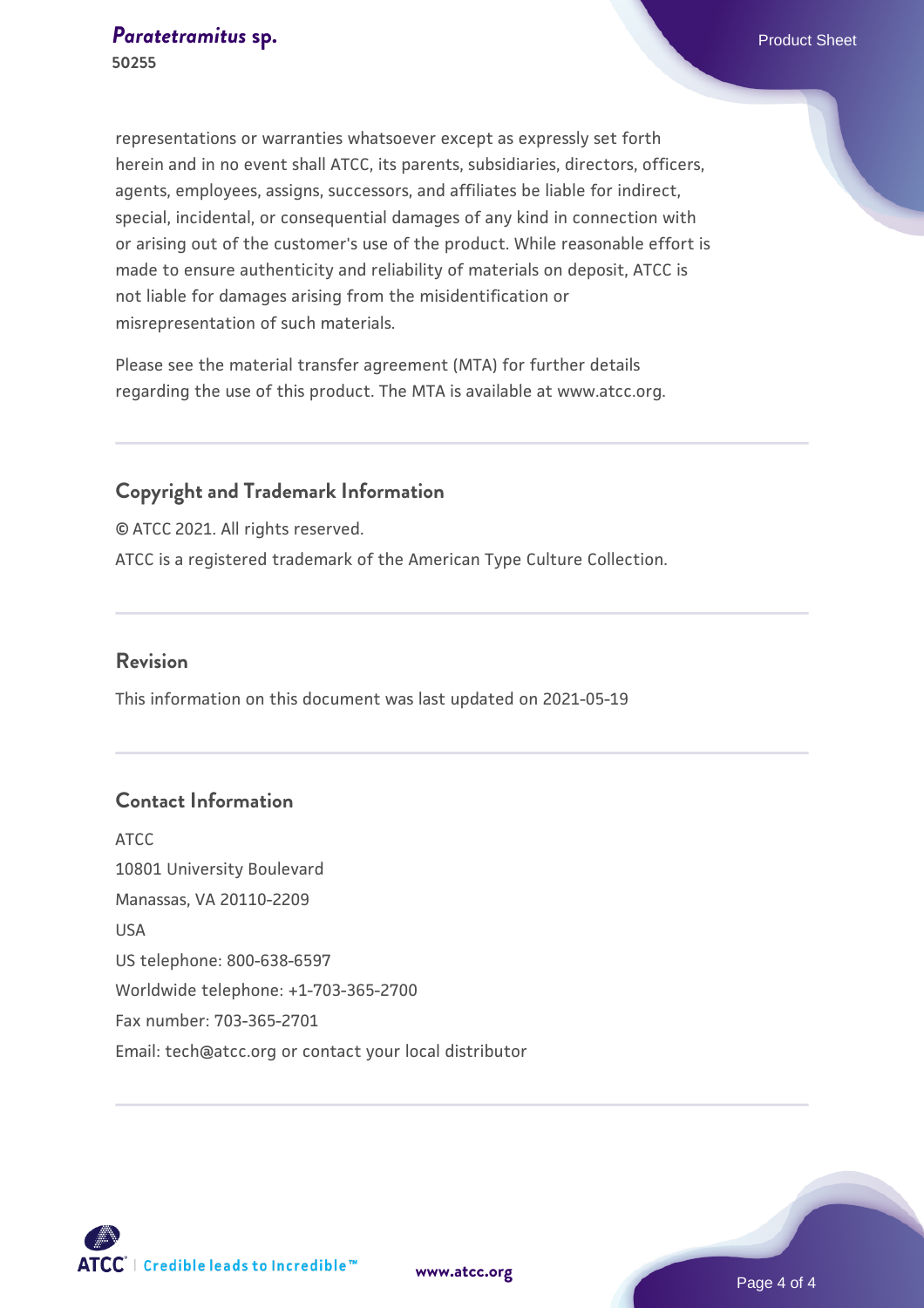representations or warranties whatsoever except as expressly set forth herein and in no event shall ATCC, its parents, subsidiaries, directors, officers, agents, employees, assigns, successors, and affiliates be liable for indirect, special, incidental, or consequential damages of any kind in connection with or arising out of the customer's use of the product. While reasonable effort is made to ensure authenticity and reliability of materials on deposit, ATCC is not liable for damages arising from the misidentification or misrepresentation of such materials.

Please see the material transfer agreement (MTA) for further details regarding the use of this product. The MTA is available at www.atcc.org.

## Copyright and Trademark Information

© ATCC 2021. All rights reserved.

ATCC is a registered trademark of the American Type Culture Collection.

## Revision

This information on this document was last updated on 2021-05-19

## Contact Information

ATCC
10801 University Boulevard
Manassas, VA 20110-2209
USA
US telephone: 800-638-6597
Worldwide telephone: +1-703-365-2700
Fax number: 703-365-2701
Email: tech@atcc.org or contact your local distributor